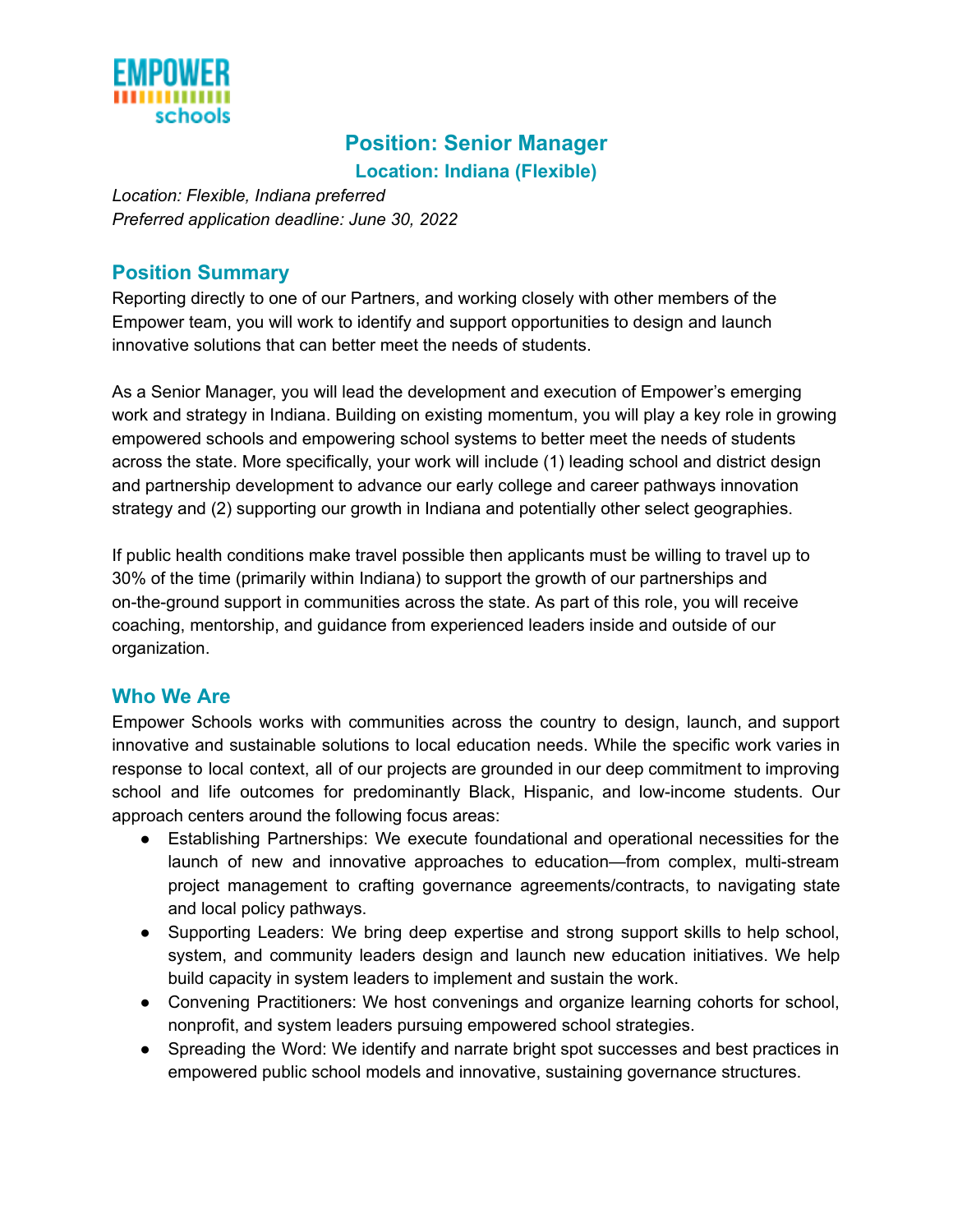EMPOWER schools

# Position: Senior Manager

## Location: Indiana (Flexible)

*Location: Flexible, Indiana preferred*
*Preferred application deadline: June 30, 2022*

## Position Summary

Reporting directly to one of our Partners, and working closely with other members of the Empower team, you will work to identify and support opportunities to design and launch innovative solutions that can better meet the needs of students.

As a Senior Manager, you will lead the development and execution of Empower's emerging work and strategy in Indiana. Building on existing momentum, you will play a key role in growing empowered schools and empowering school systems to better meet the needs of students across the state. More specifically, your work will include (1) leading school and district design and partnership development to advance our early college and career pathways innovation strategy and (2) supporting our growth in Indiana and potentially other select geographies.

If public health conditions make travel possible then applicants must be willing to travel up to 30% of the time (primarily within Indiana) to support the growth of our partnerships and on-the-ground support in communities across the state. As part of this role, you will receive coaching, mentorship, and guidance from experienced leaders inside and outside of our organization.

## Who We Are

Empower Schools works with communities across the country to design, launch, and support innovative and sustainable solutions to local education needs. While the specific work varies in response to local context, all of our projects are grounded in our deep commitment to improving school and life outcomes for predominantly Black, Hispanic, and low-income students. Our approach centers around the following focus areas:

- Establishing Partnerships: We execute foundational and operational necessities for the launch of new and innovative approaches to education—from complex, multi-stream project management to crafting governance agreements/contracts, to navigating state and local policy pathways.
- Supporting Leaders: We bring deep expertise and strong support skills to help school, system, and community leaders design and launch new education initiatives. We help build capacity in system leaders to implement and sustain the work.
- Convening Practitioners: We host convenings and organize learning cohorts for school, nonprofit, and system leaders pursuing empowered school strategies.
- Spreading the Word: We identify and narrate bright spot successes and best practices in empowered public school models and innovative, sustaining governance structures.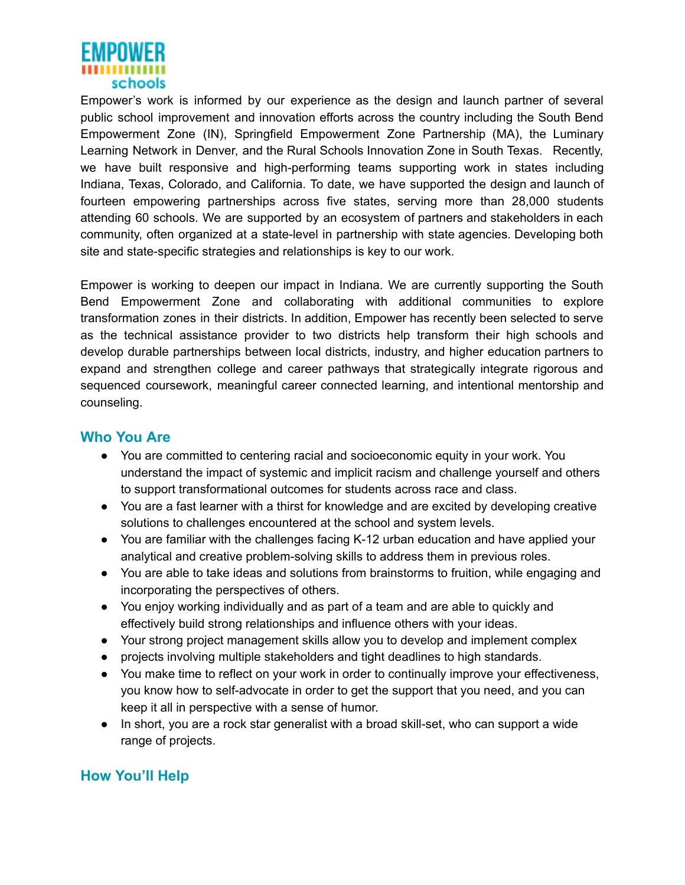Empower's work is informed by our experience as the design and launch partner of several public school improvement and innovation efforts across the country including the South Bend Empowerment Zone (IN), Springfield Empowerment Zone Partnership (MA), the Luminary Learning Network in Denver, and the Rural Schools Innovation Zone in South Texas. Recently, we have built responsive and high-performing teams supporting work in states including Indiana, Texas, Colorado, and California. To date, we have supported the design and launch of fourteen empowering partnerships across five states, serving more than 28,000 students attending 60 schools. We are supported by an ecosystem of partners and stakeholders in each community, often organized at a state-level in partnership with state agencies. Developing both site and state-specific strategies and relationships is key to our work.

Empower is working to deepen our impact in Indiana. We are currently supporting the South Bend Empowerment Zone and collaborating with additional communities to explore transformation zones in their districts. In addition, Empower has recently been selected to serve as the technical assistance provider to two districts help transform their high schools and develop durable partnerships between local districts, industry, and higher education partners to expand and strengthen college and career pathways that strategically integrate rigorous and sequenced coursework, meaningful career connected learning, and intentional mentorship and counseling.

## Who You Are

- You are committed to centering racial and socioeconomic equity in your work. You understand the impact of systemic and implicit racism and challenge yourself and others to support transformational outcomes for students across race and class.
- You are a fast learner with a thirst for knowledge and are excited by developing creative solutions to challenges encountered at the school and system levels.
- You are familiar with the challenges facing K-12 urban education and have applied your analytical and creative problem-solving skills to address them in previous roles.
- You are able to take ideas and solutions from brainstorms to fruition, while engaging and incorporating the perspectives of others.
- You enjoy working individually and as part of a team and are able to quickly and effectively build strong relationships and influence others with your ideas.
- Your strong project management skills allow you to develop and implement complex
- projects involving multiple stakeholders and tight deadlines to high standards.
- You make time to reflect on your work in order to continually improve your effectiveness, you know how to self-advocate in order to get the support that you need, and you can keep it all in perspective with a sense of humor.
- In short, you are a rock star generalist with a broad skill-set, who can support a wide range of projects.

## How You'll Help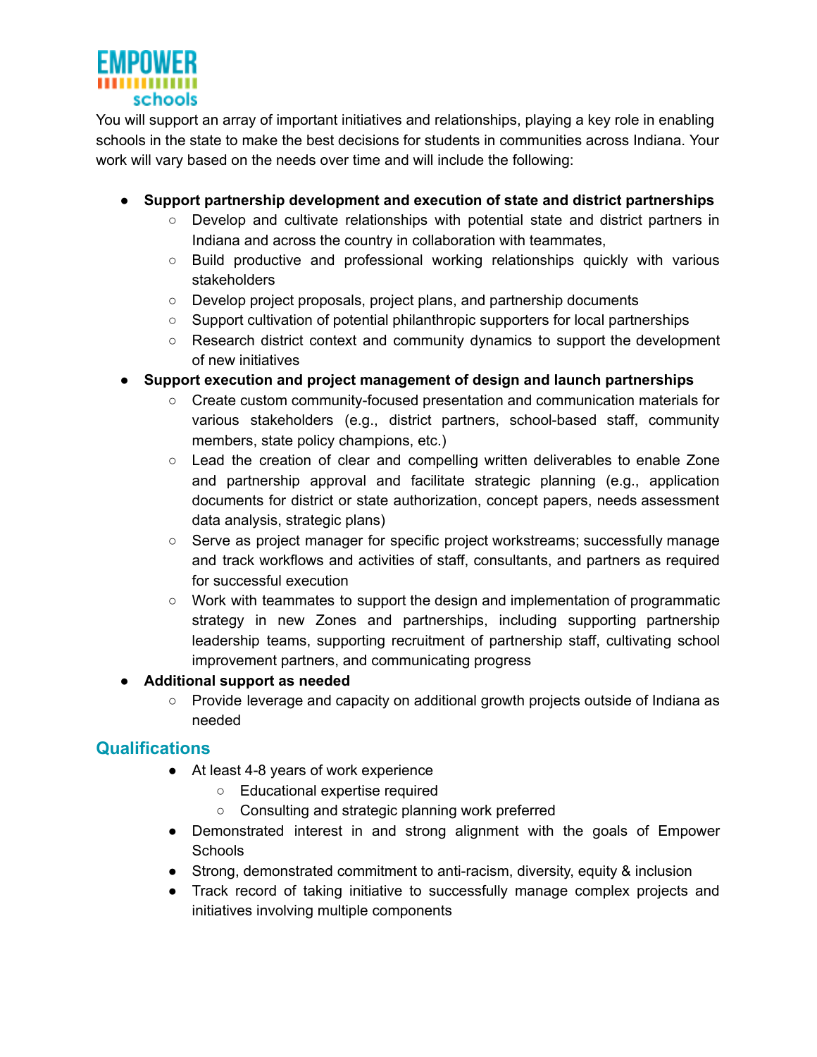You will support an array of important initiatives and relationships, playing a key role in enabling schools in the state to make the best decisions for students in communities across Indiana. Your work will vary based on the needs over time and will include the following:

- **Support partnership development and execution of state and district partnerships**
  - Develop and cultivate relationships with potential state and district partners in Indiana and across the country in collaboration with teammates,
  - Build productive and professional working relationships quickly with various stakeholders
  - Develop project proposals, project plans, and partnership documents
  - Support cultivation of potential philanthropic supporters for local partnerships
  - Research district context and community dynamics to support the development of new initiatives
- **Support execution and project management of design and launch partnerships**
  - Create custom community-focused presentation and communication materials for various stakeholders (e.g., district partners, school-based staff, community members, state policy champions, etc.)
  - Lead the creation of clear and compelling written deliverables to enable Zone and partnership approval and facilitate strategic planning (e.g., application documents for district or state authorization, concept papers, needs assessment data analysis, strategic plans)
  - Serve as project manager for specific project workstreams; successfully manage and track workflows and activities of staff, consultants, and partners as required for successful execution
  - Work with teammates to support the design and implementation of programmatic strategy in new Zones and partnerships, including supporting partnership leadership teams, supporting recruitment of partnership staff, cultivating school improvement partners, and communicating progress
- **Additional support as needed**
  - Provide leverage and capacity on additional growth projects outside of Indiana as needed

## Qualifications

- At least 4-8 years of work experience
  - Educational expertise required
  - Consulting and strategic planning work preferred
- Demonstrated interest in and strong alignment with the goals of Empower Schools
- Strong, demonstrated commitment to anti-racism, diversity, equity & inclusion
- Track record of taking initiative to successfully manage complex projects and initiatives involving multiple components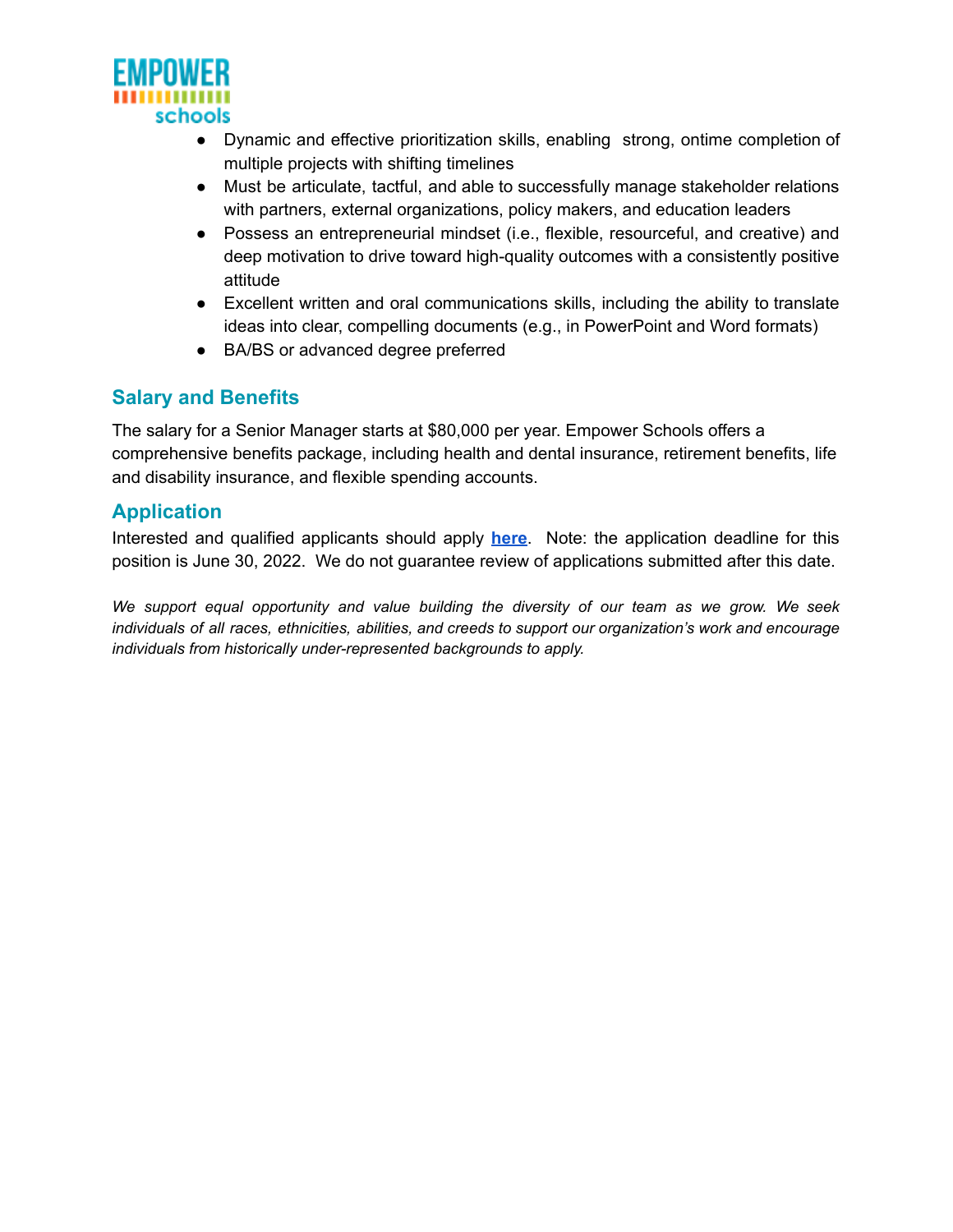- Dynamic and effective prioritization skills, enabling  strong, ontime completion of multiple projects with shifting timelines
- Must be articulate, tactful, and able to successfully manage stakeholder relations with partners, external organizations, policy makers, and education leaders
- Possess an entrepreneurial mindset (i.e., flexible, resourceful, and creative) and deep motivation to drive toward high-quality outcomes with a consistently positive attitude
- Excellent written and oral communications skills, including the ability to translate ideas into clear, compelling documents (e.g., in PowerPoint and Word formats)
- BA/BS or advanced degree preferred

## Salary and Benefits

The salary for a Senior Manager starts at $80,000 per year. Empower Schools offers a comprehensive benefits package, including health and dental insurance, retirement benefits, life and disability insurance, and flexible spending accounts.

## Application

Interested and qualified applicants should apply **here**.  Note: the application deadline for this position is June 30, 2022.  We do not guarantee review of applications submitted after this date.

*We support equal opportunity and value building the diversity of our team as we grow. We seek individuals of all races, ethnicities, abilities, and creeds to support our organization's work and encourage individuals from historically under-represented backgrounds to apply.*